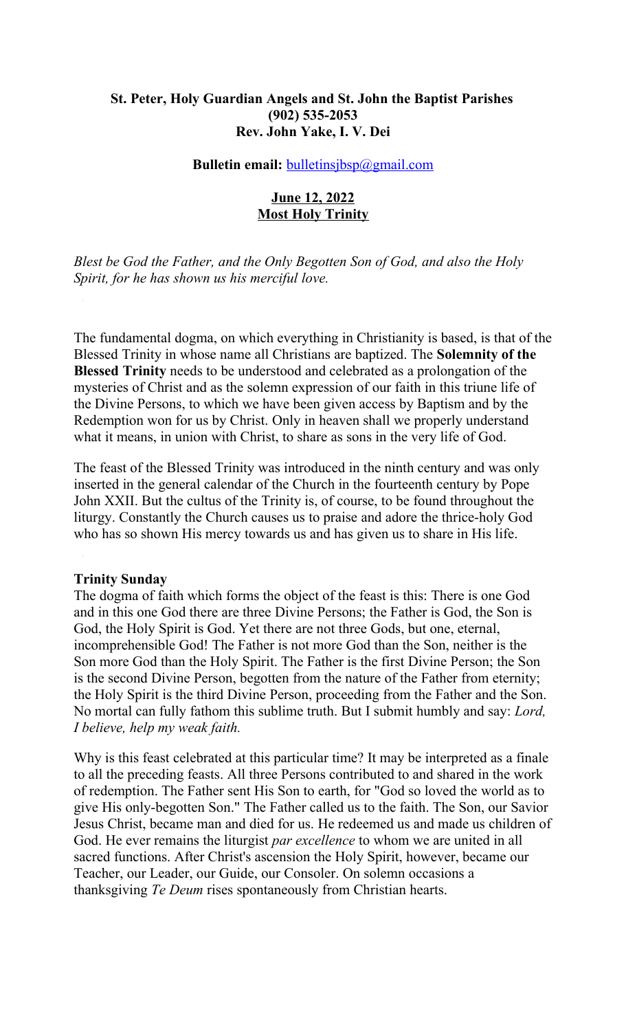**St. Peter, Holy Guardian Angels and St. John the Baptist Parishes**
**(902) 535-2053**
**Rev. John Yake, I. V. Dei**

**Bulletin email:** bulletinsjbsp@gmail.com

**June 12, 2022**
**Most Holy Trinity**

*Blest be God the Father, and the Only Begotten Son of God, and also the Holy Spirit, for he has shown us his merciful love.*

The fundamental dogma, on which everything in Christianity is based, is that of the Blessed Trinity in whose name all Christians are baptized. The **Solemnity of the Blessed Trinity** needs to be understood and celebrated as a prolongation of the mysteries of Christ and as the solemn expression of our faith in this triune life of the Divine Persons, to which we have been given access by Baptism and by the Redemption won for us by Christ. Only in heaven shall we properly understand what it means, in union with Christ, to share as sons in the very life of God.

The feast of the Blessed Trinity was introduced in the ninth century and was only inserted in the general calendar of the Church in the fourteenth century by Pope John XXII. But the cultus of the Trinity is, of course, to be found throughout the liturgy. Constantly the Church causes us to praise and adore the thrice-holy God who has so shown His mercy towards us and has given us to share in His life.

**Trinity Sunday**

The dogma of faith which forms the object of the feast is this: There is one God and in this one God there are three Divine Persons; the Father is God, the Son is God, the Holy Spirit is God. Yet there are not three Gods, but one, eternal, incomprehensible God! The Father is not more God than the Son, neither is the Son more God than the Holy Spirit. The Father is the first Divine Person; the Son is the second Divine Person, begotten from the nature of the Father from eternity; the Holy Spirit is the third Divine Person, proceeding from the Father and the Son. No mortal can fully fathom this sublime truth. But I submit humbly and say: *Lord, I believe, help my weak faith.*

Why is this feast celebrated at this particular time? It may be interpreted as a finale to all the preceding feasts. All three Persons contributed to and shared in the work of redemption. The Father sent His Son to earth, for "God so loved the world as to give His only-begotten Son." The Father called us to the faith. The Son, our Savior Jesus Christ, became man and died for us. He redeemed us and made us children of God. He ever remains the liturgist *par excellence* to whom we are united in all sacred functions. After Christ's ascension the Holy Spirit, however, became our Teacher, our Leader, our Guide, our Consoler. On solemn occasions a thanksgiving *Te Deum* rises spontaneously from Christian hearts.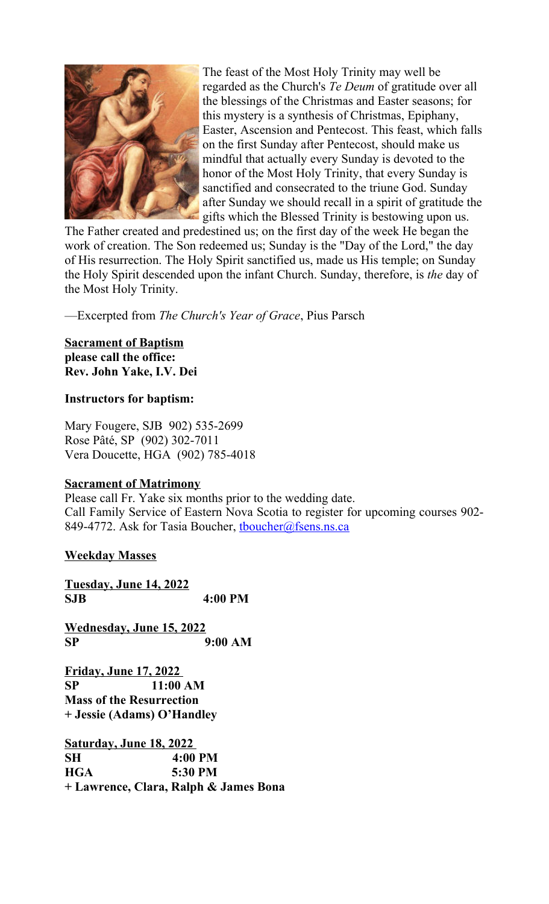The feast of the Most Holy Trinity may well be regarded as the Church's *Te Deum* of gratitude over all the blessings of the Christmas and Easter seasons; for this mystery is a synthesis of Christmas, Epiphany, Easter, Ascension and Pentecost. This feast, which falls on the first Sunday after Pentecost, should make us mindful that actually every Sunday is devoted to the honor of the Most Holy Trinity, that every Sunday is sanctified and consecrated to the triune God. Sunday after Sunday we should recall in a spirit of gratitude the gifts which the Blessed Trinity is bestowing upon us. The Father created and predestined us; on the first day of the week He began the work of creation. The Son redeemed us; Sunday is the "Day of the Lord," the day of His resurrection. The Holy Spirit sanctified us, made us His temple; on Sunday the Holy Spirit descended upon the infant Church. Sunday, therefore, is *the* day of the Most Holy Trinity.

—Excerpted from *The Church's Year of Grace*, Pius Parsch

**Sacrament of Baptism**
**please call the office:**
**Rev. John Yake, I.V. Dei**

**Instructors for baptism:**

Mary Fougere, SJB 902) 535-2699
Rose Pâté, SP (902) 302-7011
Vera Doucette, HGA (902) 785-4018

**Sacrament of Matrimony**
Please call Fr. Yake six months prior to the wedding date.
Call Family Service of Eastern Nova Scotia to register for upcoming courses 902-849-4772. Ask for Tasia Boucher, tboucher@fsens.ns.ca

**Weekday Masses**

**Tuesday, June 14, 2022**
**SJB 4:00 PM**

**Wednesday, June 15, 2022**
**SP 9:00 AM**

**Friday, June 17, 2022**
**SP 11:00 AM**
**Mass of the Resurrection**
**+ Jessie (Adams) O'Handley**

**Saturday, June 18, 2022**
**SH 4:00 PM**
**HGA 5:30 PM**
**+ Lawrence, Clara, Ralph & James Bona**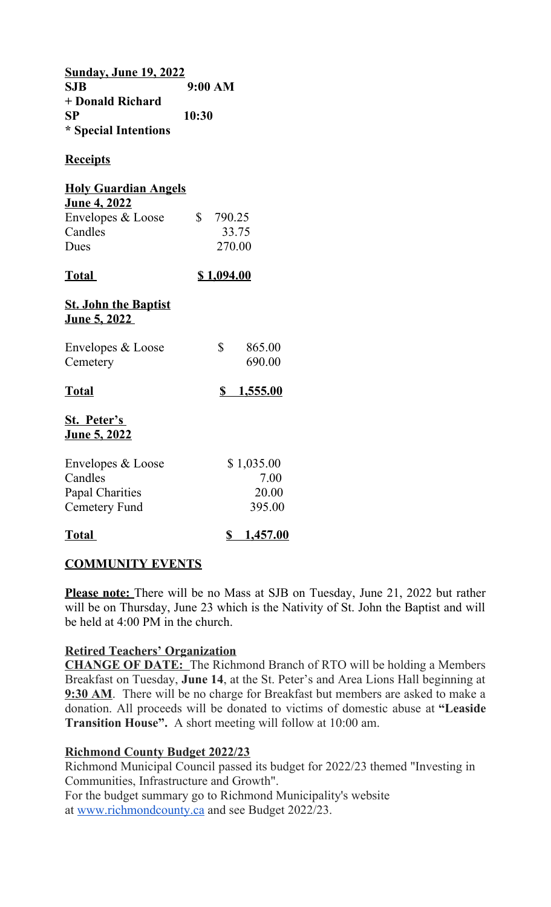**Sunday, June 19, 2022**

**SJB 9:00 AM**

**+ Donald Richard**

**SP 10:30**

**\* Special Intentions**

**Receipts**

**Holy Guardian Angels**

**June 4, 2022**

| | |
|---|---|
| Envelopes & Loose | $ 790.25 |
| Candles | 33.75 |
| Dues | 270.00 |
| **Total** | **$ 1,094.00** |

**St. John the Baptist**

**June 5, 2022**

| | |
|---|---|
| Envelopes & Loose | $ 865.00 |
| Cemetery | 690.00 |
| **Total** | **$ 1,555.00** |

**St. Peter's**

**June 5, 2022**

| | |
|---|---|
| Envelopes & Loose | $ 1,035.00 |
| Candles | 7.00 |
| Papal Charities | 20.00 |
| Cemetery Fund | 395.00 |
| **Total** | **$ 1,457.00** |

## COMMUNITY EVENTS

**Please note:** There will be no Mass at SJB on Tuesday, June 21, 2022 but rather will be on Thursday, June 23 which is the Nativity of St. John the Baptist and will be held at 4:00 PM in the church.

**Retired Teachers' Organization**

**CHANGE OF DATE:** The Richmond Branch of RTO will be holding a Members Breakfast on Tuesday, **June 14**, at the St. Peter's and Area Lions Hall beginning at **9:30 AM**. There will be no charge for Breakfast but members are asked to make a donation. All proceeds will be donated to victims of domestic abuse at **"Leaside Transition House".** A short meeting will follow at 10:00 am.

**Richmond County Budget 2022/23**

Richmond Municipal Council passed its budget for 2022/23 themed "Investing in Communities, Infrastructure and Growth".
For the budget summary go to Richmond Municipality's website at www.richmondcounty.ca and see Budget 2022/23.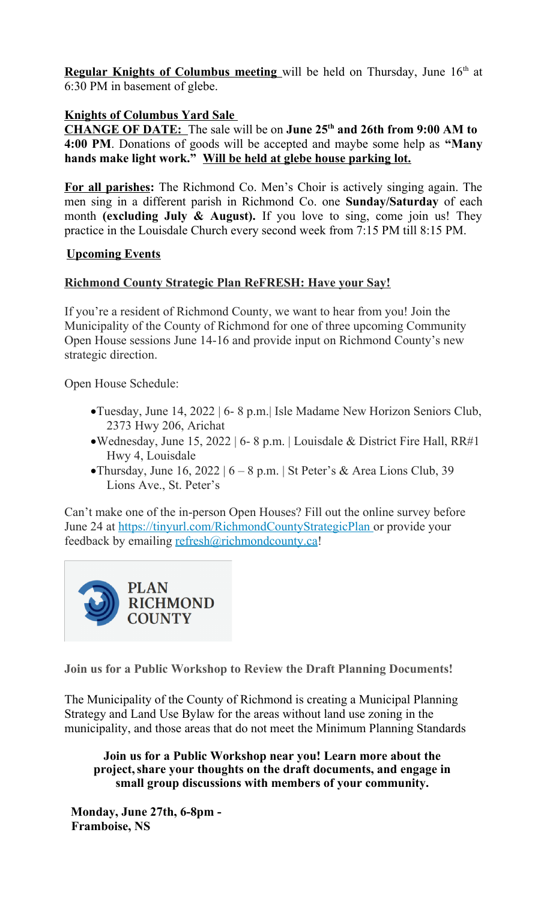**Regular Knights of Columbus meeting** will be held on Thursday, June 16th at 6:30 PM in basement of glebe.

**Knights of Columbus Yard Sale**

**CHANGE OF DATE:** The sale will be on **June 25th and 26th from 9:00 AM to 4:00 PM**. Donations of goods will be accepted and maybe some help as **"Many hands make light work." Will be held at glebe house parking lot.**

**For all parishes:** The Richmond Co. Men's Choir is actively singing again. The men sing in a different parish in Richmond Co. one **Sunday/Saturday** of each month **(excluding July & August).** If you love to sing, come join us! They practice in the Louisdale Church every second week from 7:15 PM till 8:15 PM.

## Upcoming Events

### Richmond County Strategic Plan ReFRESH: Have your Say!

If you're a resident of Richmond County, we want to hear from you! Join the Municipality of the County of Richmond for one of three upcoming Community Open House sessions June 14-16 and provide input on Richmond County's new strategic direction.

Open House Schedule:

- Tuesday, June 14, 2022 | 6- 8 p.m.| Isle Madame New Horizon Seniors Club, 2373 Hwy 206, Arichat
- Wednesday, June 15, 2022 | 6- 8 p.m. | Louisdale & District Fire Hall, RR#1 Hwy 4, Louisdale
- Thursday, June 16, 2022 | 6 – 8 p.m. | St Peter's & Area Lions Club, 39 Lions Ave., St. Peter's

Can't make one of the in-person Open Houses? Fill out the online survey before June 24 at https://tinyurl.com/RichmondCountyStrategicPlan or provide your feedback by emailing refresh@richmondcounty.ca!

PLAN RICHMOND COUNTY

**Join us for a Public Workshop to Review the Draft Planning Documents!**

The Municipality of the County of Richmond is creating a Municipal Planning Strategy and Land Use Bylaw for the areas without land use zoning in the municipality, and those areas that do not meet the Minimum Planning Standards

**Join us for a Public Workshop near you! Learn more about the project, share your thoughts on the draft documents, and engage in small group discussions with members of your community.**

**Monday, June 27th, 6-8pm - Framboise, NS**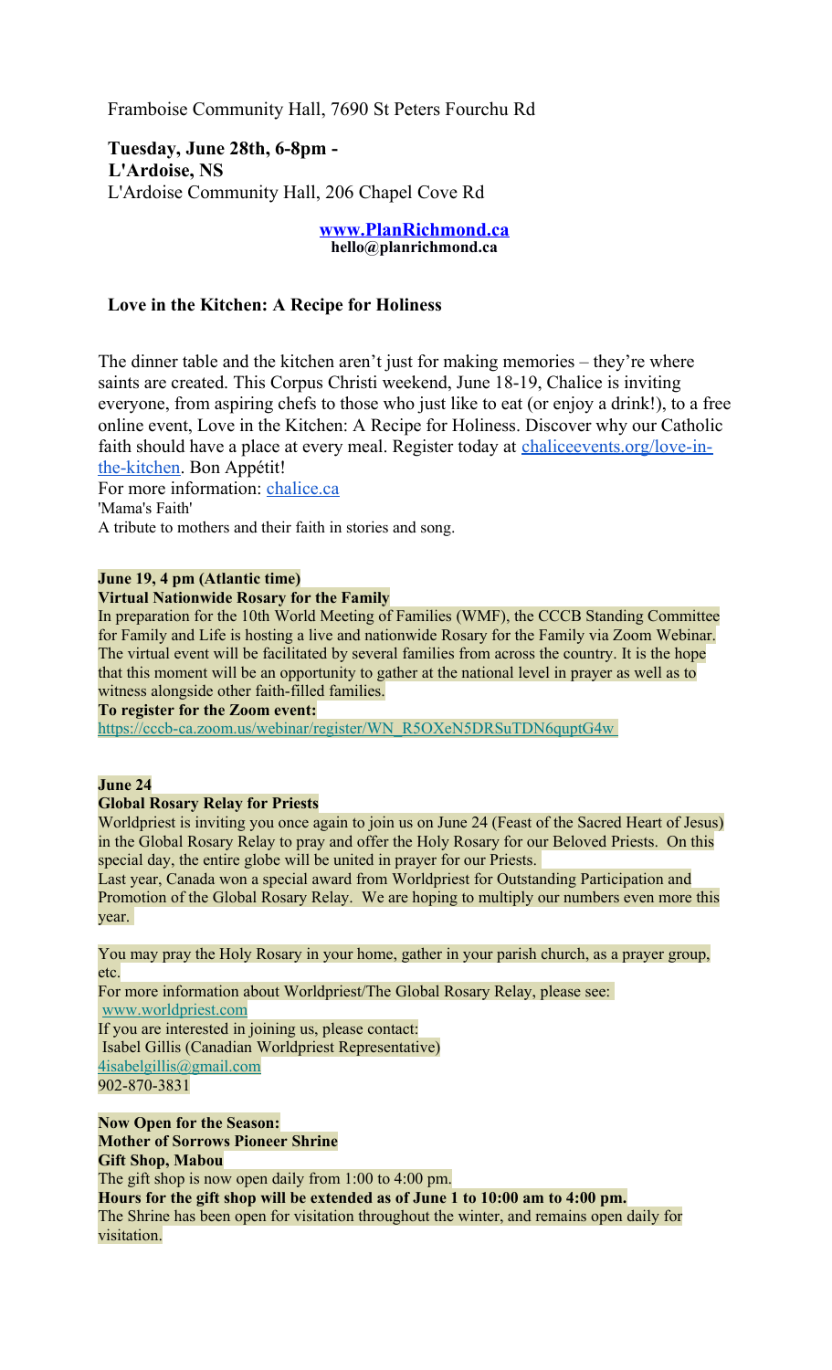Framboise Community Hall, 7690 St Peters Fourchu Rd

**Tuesday, June 28th, 6-8pm -**
**L'Ardoise, NS**
L'Ardoise Community Hall, 206 Chapel Cove Rd

**www.PlanRichmond.ca**
**hello@planrichmond.ca**

**Love in the Kitchen: A Recipe for Holiness**

The dinner table and the kitchen aren't just for making memories – they're where saints are created. This Corpus Christi weekend, June 18-19, Chalice is inviting everyone, from aspiring chefs to those who just like to eat (or enjoy a drink!), to a free online event, Love in the Kitchen: A Recipe for Holiness. Discover why our Catholic faith should have a place at every meal. Register today at chaliceevents.org/love-in-the-kitchen. Bon Appétit!
For more information: chalice.ca
'Mama's Faith'
A tribute to mothers and their faith in stories and song.

**June 19, 4 pm (Atlantic time)**
**Virtual Nationwide Rosary for the Family**
In preparation for the 10th World Meeting of Families (WMF), the CCCB Standing Committee for Family and Life is hosting a live and nationwide Rosary for the Family via Zoom Webinar. The virtual event will be facilitated by several families from across the country. It is the hope that this moment will be an opportunity to gather at the national level in prayer as well as to witness alongside other faith-filled families.
**To register for the Zoom event:**
https://cccb-ca.zoom.us/webinar/register/WN_R5OXeN5DRSuTDN6quptG4w

**June 24**
**Global Rosary Relay for Priests**
Worldpriest is inviting you once again to join us on June 24 (Feast of the Sacred Heart of Jesus) in the Global Rosary Relay to pray and offer the Holy Rosary for our Beloved Priests. On this special day, the entire globe will be united in prayer for our Priests.
Last year, Canada won a special award from Worldpriest for Outstanding Participation and Promotion of the Global Rosary Relay. We are hoping to multiply our numbers even more this year.

You may pray the Holy Rosary in your home, gather in your parish church, as a prayer group, etc.
For more information about Worldpriest/The Global Rosary Relay, please see:
www.worldpriest.com
If you are interested in joining us, please contact:
Isabel Gillis (Canadian Worldpriest Representative)
4isabelgillis@gmail.com
902-870-3831

**Now Open for the Season:**
**Mother of Sorrows Pioneer Shrine**
**Gift Shop, Mabou**
The gift shop is now open daily from 1:00 to 4:00 pm.
**Hours for the gift shop will be extended as of June 1 to 10:00 am to 4:00 pm.**
The Shrine has been open for visitation throughout the winter, and remains open daily for visitation.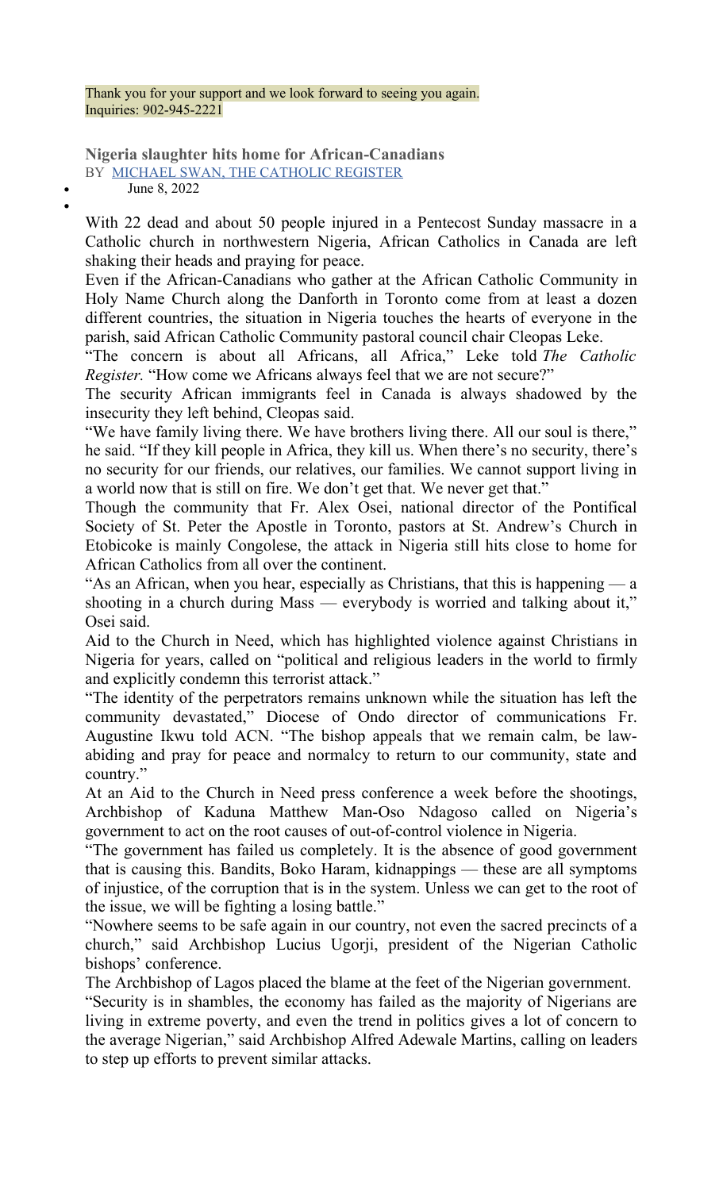Thank you for your support and we look forward to seeing you again.
Inquiries: 902-945-2221

**Nigeria slaughter hits home for African-Canadians**

BY [MICHAEL SWAN, THE CATHOLIC REGISTER]

- June 8, 2022
-

With 22 dead and about 50 people injured in a Pentecost Sunday massacre in a Catholic church in northwestern Nigeria, African Catholics in Canada are left shaking their heads and praying for peace.

Even if the African-Canadians who gather at the African Catholic Community in Holy Name Church along the Danforth in Toronto come from at least a dozen different countries, the situation in Nigeria touches the hearts of everyone in the parish, said African Catholic Community pastoral council chair Cleopas Leke.

"The concern is about all Africans, all Africa," Leke told *The Catholic Register.* "How come we Africans always feel that we are not secure?"

The security African immigrants feel in Canada is always shadowed by the insecurity they left behind, Cleopas said.

"We have family living there. We have brothers living there. All our soul is there," he said. "If they kill people in Africa, they kill us. When there's no security, there's no security for our friends, our relatives, our families. We cannot support living in a world now that is still on fire. We don't get that. We never get that."

Though the community that Fr. Alex Osei, national director of the Pontifical Society of St. Peter the Apostle in Toronto, pastors at St. Andrew's Church in Etobicoke is mainly Congolese, the attack in Nigeria still hits close to home for African Catholics from all over the continent.

"As an African, when you hear, especially as Christians, that this is happening — a shooting in a church during Mass — everybody is worried and talking about it," Osei said.

Aid to the Church in Need, which has highlighted violence against Christians in Nigeria for years, called on "political and religious leaders in the world to firmly and explicitly condemn this terrorist attack."

"The identity of the perpetrators remains unknown while the situation has left the community devastated," Diocese of Ondo director of communications Fr. Augustine Ikwu told ACN. "The bishop appeals that we remain calm, be law-abiding and pray for peace and normalcy to return to our community, state and country."

At an Aid to the Church in Need press conference a week before the shootings, Archbishop of Kaduna Matthew Man-Oso Ndagoso called on Nigeria's government to act on the root causes of out-of-control violence in Nigeria.

"The government has failed us completely. It is the absence of good government that is causing this. Bandits, Boko Haram, kidnappings — these are all symptoms of injustice, of the corruption that is in the system. Unless we can get to the root of the issue, we will be fighting a losing battle."

"Nowhere seems to be safe again in our country, not even the sacred precincts of a church," said Archbishop Lucius Ugorji, president of the Nigerian Catholic bishops' conference.

The Archbishop of Lagos placed the blame at the feet of the Nigerian government.

"Security is in shambles, the economy has failed as the majority of Nigerians are living in extreme poverty, and even the trend in politics gives a lot of concern to the average Nigerian," said Archbishop Alfred Adewale Martins, calling on leaders to step up efforts to prevent similar attacks.